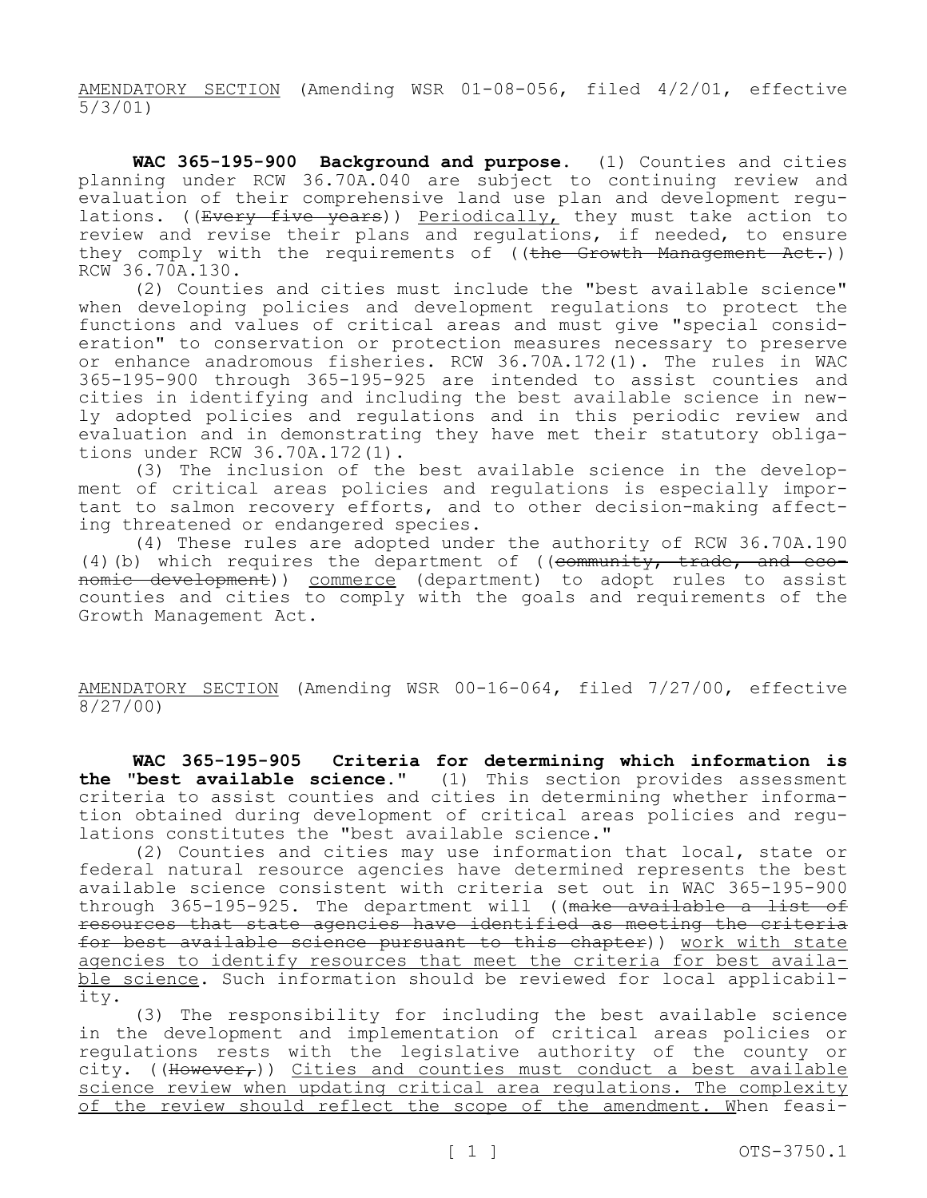AMENDATORY SECTION (Amending WSR 01-08-056, filed 4/2/01, effective 5/3/01)

**WAC 365-195-900 Background and purpose.** (1) Counties and cities planning under RCW 36.70A.040 are subject to continuing review and evaluation of their comprehensive land use plan and development regulations. ((~~Every five years~~)) Periodically, they must take action to review and revise their plans and regulations, if needed, to ensure they comply with the requirements of ((~~the Growth Management Act.~~)) RCW 36.70A.130.

(2) Counties and cities must include the "best available science" when developing policies and development regulations to protect the functions and values of critical areas and must give "special consideration" to conservation or protection measures necessary to preserve or enhance anadromous fisheries. RCW 36.70A.172(1). The rules in WAC 365-195-900 through 365-195-925 are intended to assist counties and cities in identifying and including the best available science in newly adopted policies and regulations and in this periodic review and evaluation and in demonstrating they have met their statutory obligations under RCW 36.70A.172(1).

(3) The inclusion of the best available science in the development of critical areas policies and regulations is especially important to salmon recovery efforts, and to other decision-making affecting threatened or endangered species.

(4) These rules are adopted under the authority of RCW 36.70A.190 (4)(b) which requires the department of ((~~community, trade, and economic development~~)) commerce (department) to adopt rules to assist counties and cities to comply with the goals and requirements of the Growth Management Act.

AMENDATORY SECTION (Amending WSR 00-16-064, filed 7/27/00, effective 8/27/00)

**WAC 365-195-905 Criteria for determining which information is the "best available science."** (1) This section provides assessment criteria to assist counties and cities in determining whether information obtained during development of critical areas policies and regulations constitutes the "best available science."

(2) Counties and cities may use information that local, state or federal natural resource agencies have determined represents the best available science consistent with criteria set out in WAC 365-195-900 through 365-195-925. The department will ((~~make available a list of resources that state agencies have identified as meeting the criteria for best available science pursuant to this chapter~~)) work with state agencies to identify resources that meet the criteria for best available science. Such information should be reviewed for local applicability.

(3) The responsibility for including the best available science in the development and implementation of critical areas policies or regulations rests with the legislative authority of the county or city. ((~~However,~~)) Cities and counties must conduct a best available science review when updating critical area regulations. The complexity of the review should reflect the scope of the amendment. When feasi-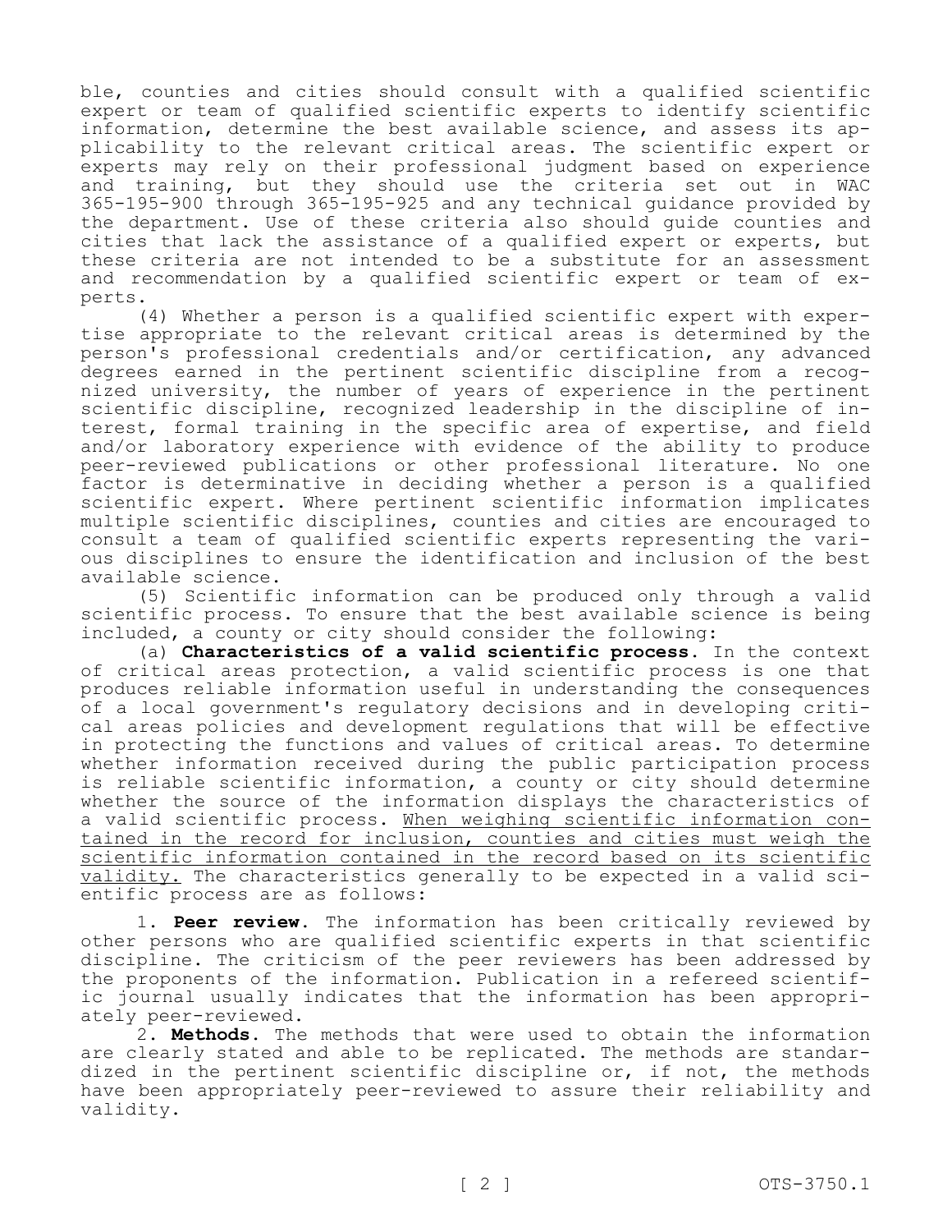ble, counties and cities should consult with a qualified scientific expert or team of qualified scientific experts to identify scientific information, determine the best available science, and assess its applicability to the relevant critical areas. The scientific expert or experts may rely on their professional judgment based on experience and training, but they should use the criteria set out in WAC 365-195-900 through 365-195-925 and any technical guidance provided by the department. Use of these criteria also should guide counties and cities that lack the assistance of a qualified expert or experts, but these criteria are not intended to be a substitute for an assessment and recommendation by a qualified scientific expert or team of experts.

(4) Whether a person is a qualified scientific expert with expertise appropriate to the relevant critical areas is determined by the person's professional credentials and/or certification, any advanced degrees earned in the pertinent scientific discipline from a recognized university, the number of years of experience in the pertinent scientific discipline, recognized leadership in the discipline of interest, formal training in the specific area of expertise, and field and/or laboratory experience with evidence of the ability to produce peer-reviewed publications or other professional literature. No one factor is determinative in deciding whether a person is a qualified scientific expert. Where pertinent scientific information implicates multiple scientific disciplines, counties and cities are encouraged to consult a team of qualified scientific experts representing the various disciplines to ensure the identification and inclusion of the best available science.

(5) Scientific information can be produced only through a valid scientific process. To ensure that the best available science is being included, a county or city should consider the following:

(a) **Characteristics of a valid scientific process.** In the context of critical areas protection, a valid scientific process is one that produces reliable information useful in understanding the consequences of a local government's regulatory decisions and in developing critical areas policies and development regulations that will be effective in protecting the functions and values of critical areas. To determine whether information received during the public participation process is reliable scientific information, a county or city should determine whether the source of the information displays the characteristics of a valid scientific process. <u>When weighing scientific information contained in the record for inclusion, counties and cities must weigh the scientific information contained in the record based on its scientific validity.</u> The characteristics generally to be expected in a valid scientific process are as follows:

1. **Peer review.** The information has been critically reviewed by other persons who are qualified scientific experts in that scientific discipline. The criticism of the peer reviewers has been addressed by the proponents of the information. Publication in a refereed scientific journal usually indicates that the information has been appropriately peer-reviewed.

2. **Methods.** The methods that were used to obtain the information are clearly stated and able to be replicated. The methods are standardized in the pertinent scientific discipline or, if not, the methods have been appropriately peer-reviewed to assure their reliability and validity.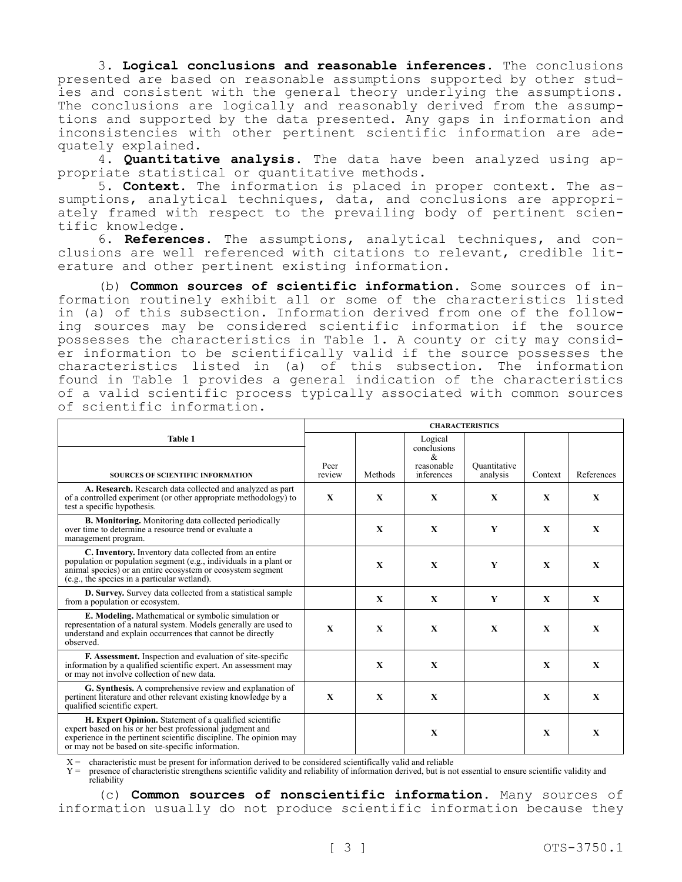3. **Logical conclusions and reasonable inferences.** The conclusions presented are based on reasonable assumptions supported by other studies and consistent with the general theory underlying the assumptions. The conclusions are logically and reasonably derived from the assumptions and supported by the data presented. Any gaps in information and inconsistencies with other pertinent scientific information are adequately explained.

4. **Quantitative analysis.** The data have been analyzed using appropriate statistical or quantitative methods.

5. **Context.** The information is placed in proper context. The assumptions, analytical techniques, data, and conclusions are appropriately framed with respect to the prevailing body of pertinent scientific knowledge.

6. **References.** The assumptions, analytical techniques, and conclusions are well referenced with citations to relevant, credible literature and other pertinent existing information.

(b) **Common sources of scientific information.** Some sources of information routinely exhibit all or some of the characteristics listed in (a) of this subsection. Information derived from one of the following sources may be considered scientific information if the source possesses the characteristics in Table 1. A county or city may consider information to be scientifically valid if the source possesses the characteristics listed in (a) of this subsection. The information found in Table 1 provides a general indication of the characteristics of a valid scientific process typically associated with common sources of scientific information.

| Table 1 | CHARACTERISTICS | | | | | |
|---|---|---|---|---|---|---|
| SOURCES OF SCIENTIFIC INFORMATION | Peer review | Methods | Logical conclusions & reasonable inferences | Quantitative analysis | Context | References |
| **A. Research.** Research data collected and analyzed as part of a controlled experiment (or other appropriate methodology) to test a specific hypothesis. | X | X | X | X | X | X |
| **B. Monitoring.** Monitoring data collected periodically over time to determine a resource trend or evaluate a management program. | | X | X | Y | X | X |
| **C. Inventory.** Inventory data collected from an entire population or population segment (e.g., individuals in a plant or animal species) or an entire ecosystem or ecosystem segment (e.g., the species in a particular wetland). | | X | X | Y | X | X |
| **D. Survey.** Survey data collected from a statistical sample from a population or ecosystem. | | X | X | Y | X | X |
| **E. Modeling.** Mathematical or symbolic simulation or representation of a natural system. Models generally are used to understand and explain occurrences that cannot be directly observed. | X | X | X | X | X | X |
| **F. Assessment.** Inspection and evaluation of site-specific information by a qualified scientific expert. An assessment may or may not involve collection of new data. | | X | X | | X | X |
| **G. Synthesis.** A comprehensive review and explanation of pertinent literature and other relevant existing knowledge by a qualified scientific expert. | X | X | X | | X | X |
| **H. Expert Opinion.** Statement of a qualified scientific expert based on his or her best professional judgment and experience in the pertinent scientific discipline. The opinion may or may not be based on site-specific information. | | | X | | X | X |

X = characteristic must be present for information derived to be considered scientifically valid and reliable
Y = presence of characteristic strengthens scientific validity and reliability of information derived, but is not essential to ensure scientific validity and reliability

(c) **Common sources of nonscientific information.** Many sources of information usually do not produce scientific information because they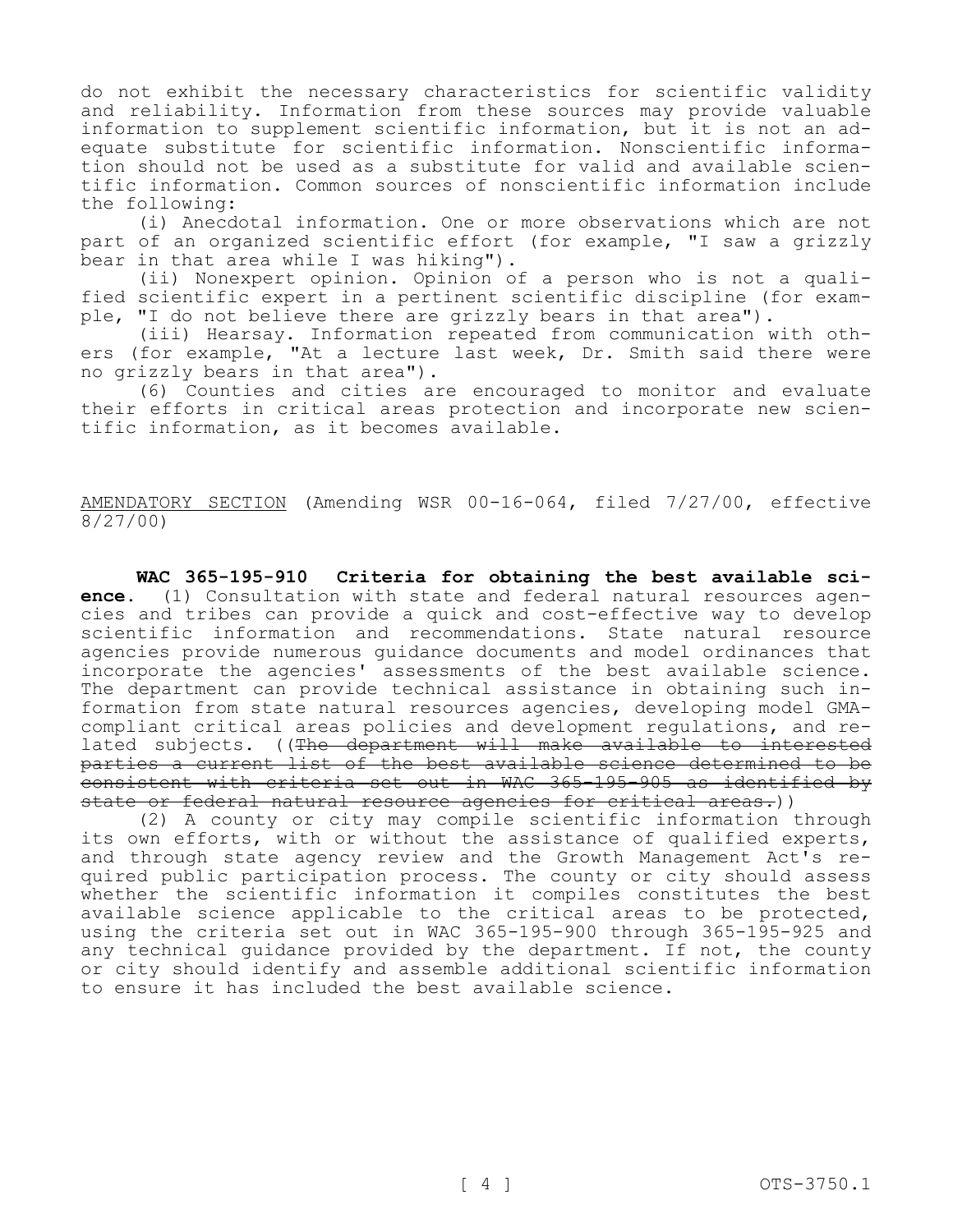do not exhibit the necessary characteristics for scientific validity and reliability. Information from these sources may provide valuable information to supplement scientific information, but it is not an adequate substitute for scientific information. Nonscientific information should not be used as a substitute for valid and available scientific information. Common sources of nonscientific information include the following:

(i) Anecdotal information. One or more observations which are not part of an organized scientific effort (for example, "I saw a grizzly bear in that area while I was hiking").

(ii) Nonexpert opinion. Opinion of a person who is not a qualified scientific expert in a pertinent scientific discipline (for example, "I do not believe there are grizzly bears in that area").

(iii) Hearsay. Information repeated from communication with others (for example, "At a lecture last week, Dr. Smith said there were no grizzly bears in that area").

(6) Counties and cities are encouraged to monitor and evaluate their efforts in critical areas protection and incorporate new scientific information, as it becomes available.

AMENDATORY SECTION (Amending WSR 00-16-064, filed 7/27/00, effective 8/27/00)

**WAC 365-195-910 Criteria for obtaining the best available science.** (1) Consultation with state and federal natural resources agencies and tribes can provide a quick and cost-effective way to develop scientific information and recommendations. State natural resource agencies provide numerous guidance documents and model ordinances that incorporate the agencies' assessments of the best available science. The department can provide technical assistance in obtaining such information from state natural resources agencies, developing model GMA-compliant critical areas policies and development regulations, and related subjects. ((~~The department will make available to interested parties a current list of the best available science determined to be consistent with criteria set out in WAC 365-195-905 as identified by state or federal natural resource agencies for critical areas.~~))

(2) A county or city may compile scientific information through its own efforts, with or without the assistance of qualified experts, and through state agency review and the Growth Management Act's required public participation process. The county or city should assess whether the scientific information it compiles constitutes the best available science applicable to the critical areas to be protected, using the criteria set out in WAC 365-195-900 through 365-195-925 and any technical guidance provided by the department. If not, the county or city should identify and assemble additional scientific information to ensure it has included the best available science.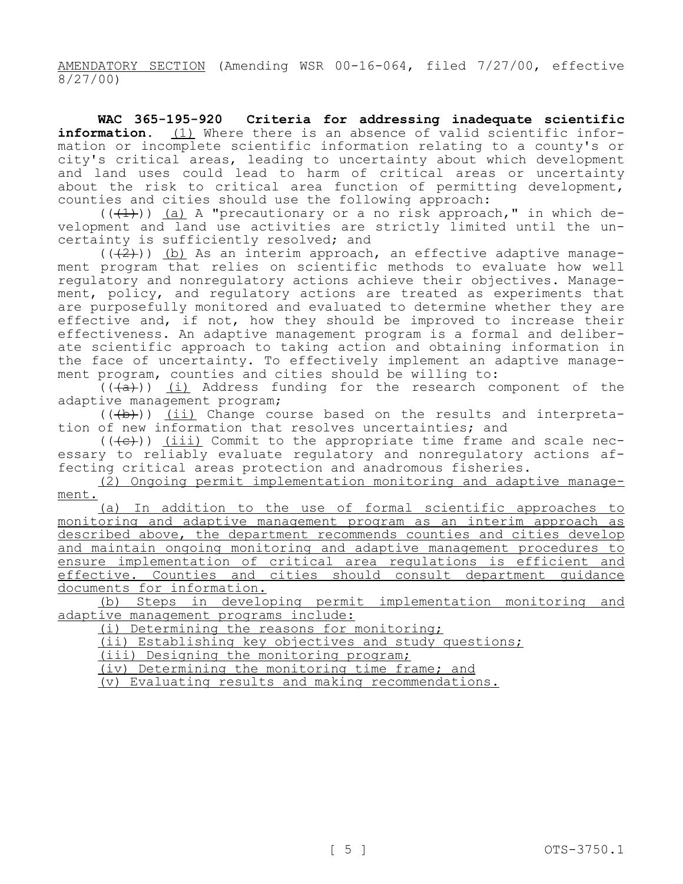AMENDATORY SECTION (Amending WSR 00-16-064, filed 7/27/00, effective 8/27/00)

**WAC 365-195-920 Criteria for addressing inadequate scientific information.** (1) Where there is an absence of valid scientific information or incomplete scientific information relating to a county's or city's critical areas, leading to uncertainty about which development and land uses could lead to harm of critical areas or uncertainty about the risk to critical area function of permitting development, counties and cities should use the following approach:

((~~(1)~~)) (a) A "precautionary or a no risk approach," in which development and land use activities are strictly limited until the uncertainty is sufficiently resolved; and

((~~(2)~~)) (b) As an interim approach, an effective adaptive management program that relies on scientific methods to evaluate how well regulatory and nonregulatory actions achieve their objectives. Management, policy, and regulatory actions are treated as experiments that are purposefully monitored and evaluated to determine whether they are effective and, if not, how they should be improved to increase their effectiveness. An adaptive management program is a formal and deliberate scientific approach to taking action and obtaining information in the face of uncertainty. To effectively implement an adaptive management program, counties and cities should be willing to:

((~~(a)~~)) (i) Address funding for the research component of the adaptive management program;

((~~(b)~~)) (ii) Change course based on the results and interpretation of new information that resolves uncertainties; and

((~~(c)~~)) (iii) Commit to the appropriate time frame and scale necessary to reliably evaluate regulatory and nonregulatory actions affecting critical areas protection and anadromous fisheries.

(2) Ongoing permit implementation monitoring and adaptive management.

(a) In addition to the use of formal scientific approaches to monitoring and adaptive management program as an interim approach as described above, the department recommends counties and cities develop and maintain ongoing monitoring and adaptive management procedures to ensure implementation of critical area regulations is efficient and effective. Counties and cities should consult department guidance documents for information.

(b) Steps in developing permit implementation monitoring and adaptive management programs include:

(i) Determining the reasons for monitoring;

(ii) Establishing key objectives and study questions;

(iii) Designing the monitoring program;

(iv) Determining the monitoring time frame; and

(v) Evaluating results and making recommendations.